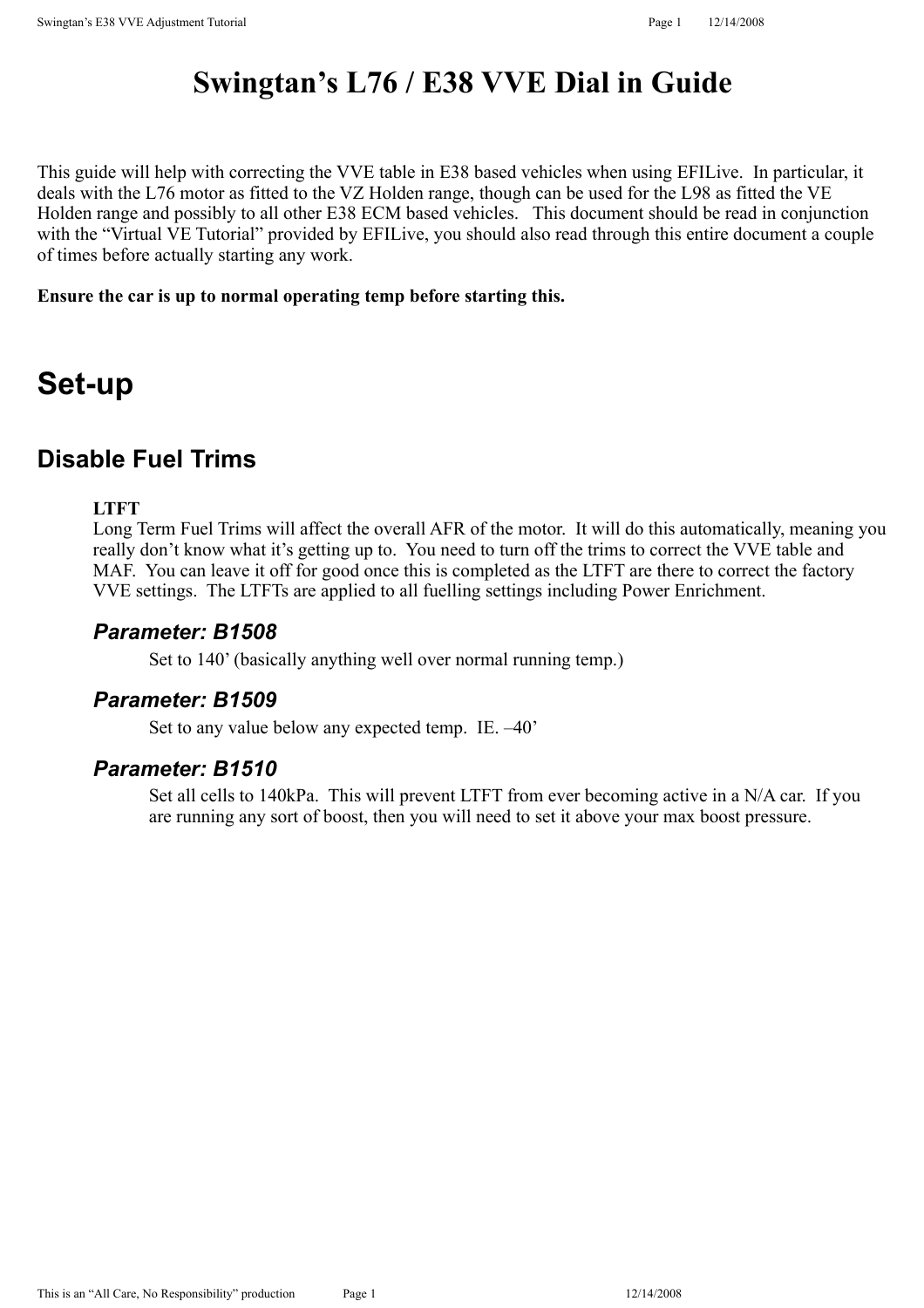# Swingtan's L76 / E38 VVE Dial in Guide

This guide will help with correcting the VVE table in E38 based vehicles when using EFILive. In particular, it deals with the L76 motor as fitted to the VZ Holden range, though can be used for the L98 as fitted the VE Holden range and possibly to all other E38 ECM based vehicles. This document should be read in conjunction with the "Virtual VE Tutorial" provided by EFILive, you should also read through this entire document a couple of times before actually starting any work.

**Ensure the car is up to normal operating temp before starting this.**

# Set-up

## Disable Fuel Trims

**LTFT**

Long Term Fuel Trims will affect the overall AFR of the motor. It will do this automatically, meaning you really don't know what it's getting up to. You need to turn off the trims to correct the VVE table and MAF. You can leave it off for good once this is completed as the LTFT are there to correct the factory VVE settings. The LTFTs are applied to all fuelling settings including Power Enrichment.

### *Parameter: B1508*

Set to 140' (basically anything well over normal running temp.)

### *Parameter: B1509*

Set to any value below any expected temp. IE. –40'

### *Parameter: B1510*

Set all cells to 140kPa. This will prevent LTFT from ever becoming active in a N/A car. If you are running any sort of boost, then you will need to set it above your max boost pressure.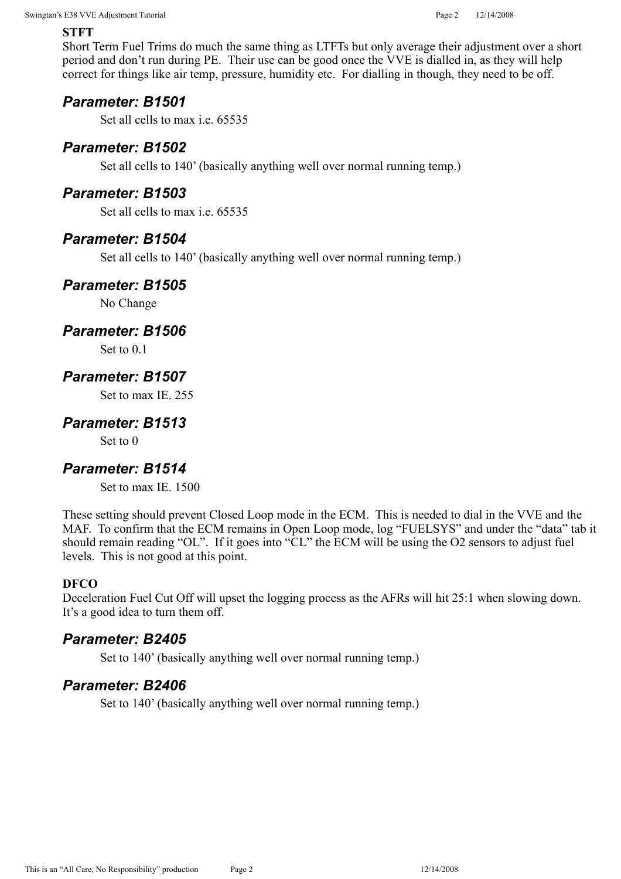**STFT**

Short Term Fuel Trims do much the same thing as LTFTs but only average their adjustment over a short period and don’t run during PE.  Their use can be good once the VVE is dialled in, as they will help correct for things like air temp, pressure, humidity etc.  For dialling in though, they need to be off.

### *Parameter: B1501*

Set all cells to max i.e. 65535

### *Parameter: B1502*

Set all cells to 140’ (basically anything well over normal running temp.)

### *Parameter: B1503*

Set all cells to max i.e. 65535

### *Parameter: B1504*

Set all cells to 140’ (basically anything well over normal running temp.)

### *Parameter: B1505*

No Change

### *Parameter: B1506*

Set to 0.1

### *Parameter: B1507*

Set to max IE. 255

### *Parameter: B1513*

Set to 0

### *Parameter: B1514*

Set to max IE. 1500

These setting should prevent Closed Loop mode in the ECM.  This is needed to dial in the VVE and the MAF.  To confirm that the ECM remains in Open Loop mode, log “FUELSYS” and under the “data” tab it should remain reading “OL”.  If it goes into “CL” the ECM will be using the O2 sensors to adjust fuel levels.  This is not good at this point.

**DFCO**

Deceleration Fuel Cut Off will upset the logging process as the AFRs will hit 25:1 when slowing down.  It’s a good idea to turn them off.

### *Parameter: B2405*

Set to 140’ (basically anything well over normal running temp.)

### *Parameter: B2406*

Set to 140’ (basically anything well over normal running temp.)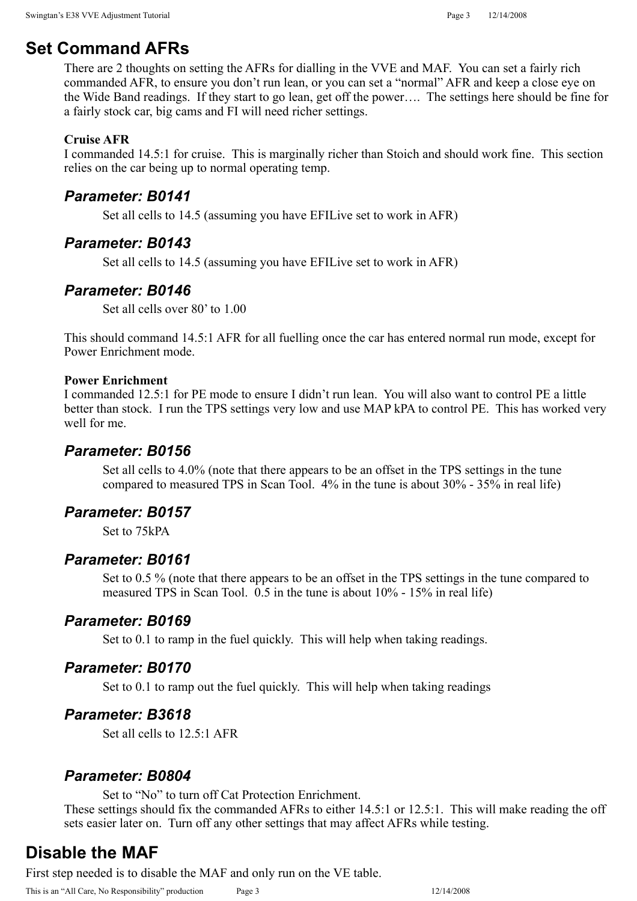## Set Command AFRs

There are 2 thoughts on setting the AFRs for dialling in the VVE and MAF. You can set a fairly rich commanded AFR, to ensure you don't run lean, or you can set a "normal" AFR and keep a close eye on the Wide Band readings. If they start to go lean, get off the power…. The settings here should be fine for a fairly stock car, big cams and FI will need richer settings.

**Cruise AFR**
I commanded 14.5:1 for cruise. This is marginally richer than Stoich and should work fine. This section relies on the car being up to normal operating temp.

### *Parameter: B0141*

Set all cells to 14.5 (assuming you have EFILive set to work in AFR)

### *Parameter: B0143*

Set all cells to 14.5 (assuming you have EFILive set to work in AFR)

### *Parameter: B0146*

Set all cells over 80' to 1.00

This should command 14.5:1 AFR for all fuelling once the car has entered normal run mode, except for Power Enrichment mode.

**Power Enrichment**
I commanded 12.5:1 for PE mode to ensure I didn't run lean. You will also want to control PE a little better than stock. I run the TPS settings very low and use MAP kPA to control PE. This has worked very well for me.

### *Parameter: B0156*

Set all cells to 4.0% (note that there appears to be an offset in the TPS settings in the tune compared to measured TPS in Scan Tool. 4% in the tune is about 30% - 35% in real life)

### *Parameter: B0157*

Set to 75kPA

### *Parameter: B0161*

Set to 0.5 % (note that there appears to be an offset in the TPS settings in the tune compared to measured TPS in Scan Tool. 0.5 in the tune is about 10% - 15% in real life)

### *Parameter: B0169*

Set to 0.1 to ramp in the fuel quickly. This will help when taking readings.

### *Parameter: B0170*

Set to 0.1 to ramp out the fuel quickly. This will help when taking readings

### *Parameter: B3618*

Set all cells to 12.5:1 AFR

### *Parameter: B0804*

Set to "No" to turn off Cat Protection Enrichment.

These settings should fix the commanded AFRs to either 14.5:1 or 12.5:1. This will make reading the off sets easier later on. Turn off any other settings that may affect AFRs while testing.

## Disable the MAF

First step needed is to disable the MAF and only run on the VE table.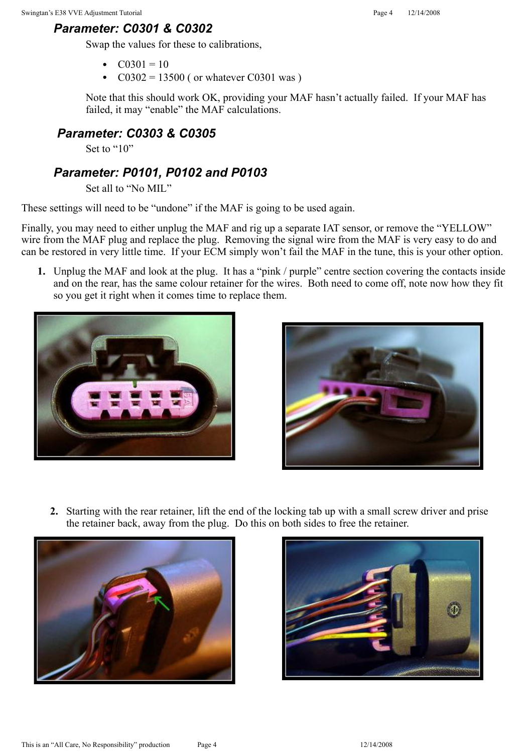### *Parameter: C0301 & C0302*

Swap the values for these to calibrations,

- C0301 = 10
- C0302 = 13500 ( or whatever C0301 was )

Note that this should work OK, providing your MAF hasn't actually failed. If your MAF has failed, it may "enable" the MAF calculations.

### *Parameter: C0303 & C0305*

Set to "10"

### *Parameter: P0101, P0102 and P0103*

Set all to "No MIL"

These settings will need to be "undone" if the MAF is going to be used again.

Finally, you may need to either unplug the MAF and rig up a separate IAT sensor, or remove the "YELLOW" wire from the MAF plug and replace the plug. Removing the signal wire from the MAF is very easy to do and can be restored in very little time. If your ECM simply won't fail the MAF in the tune, this is your other option.

1. Unplug the MAF and look at the plug. It has a "pink / purple" centre section covering the contacts inside and on the rear, has the same colour retainer for the wires. Both need to come off, note now how they fit so you get it right when it comes time to replace them.

2. Starting with the rear retainer, lift the end of the locking tab up with a small screw driver and prise the retainer back, away from the plug. Do this on both sides to free the retainer.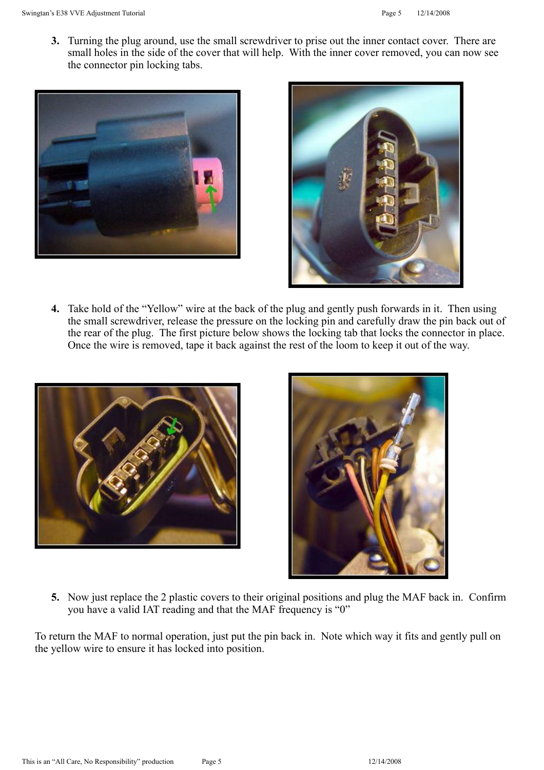3. Turning the plug around, use the small screwdriver to prise out the inner contact cover. There are small holes in the side of the cover that will help. With the inner cover removed, you can now see the connector pin locking tabs.

4. Take hold of the “Yellow” wire at the back of the plug and gently push forwards in it. Then using the small screwdriver, release the pressure on the locking pin and carefully draw the pin back out of the rear of the plug. The first picture below shows the locking tab that locks the connector in place. Once the wire is removed, tape it back against the rest of the loom to keep it out of the way.

5. Now just replace the 2 plastic covers to their original positions and plug the MAF back in. Confirm you have a valid IAT reading and that the MAF frequency is “0”

To return the MAF to normal operation, just put the pin back in. Note which way it fits and gently pull on the yellow wire to ensure it has locked into position.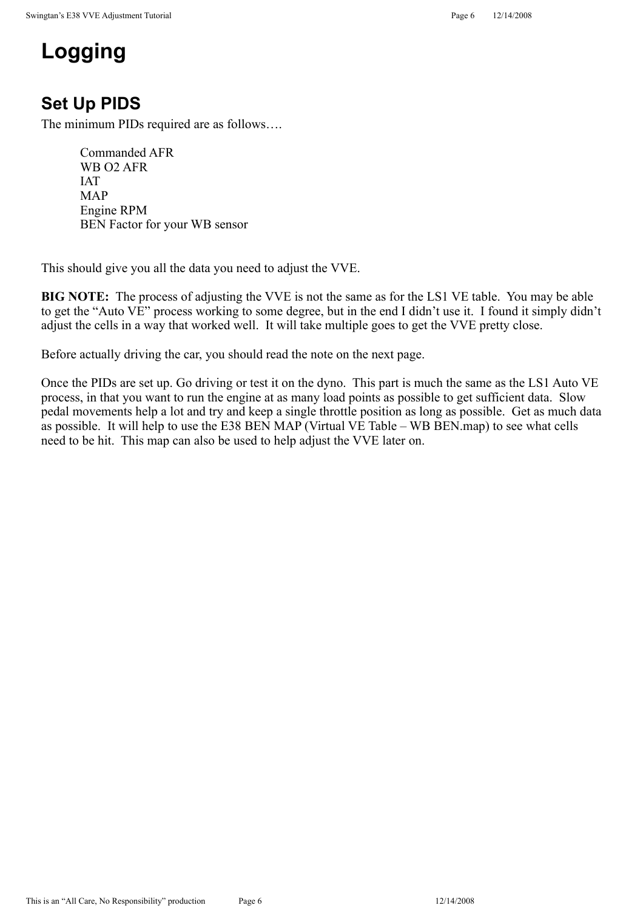# Logging

## Set Up PIDS

The minimum PIDs required are as follows….

Commanded AFR
WB O2 AFR
IAT
MAP
Engine RPM
BEN Factor for your WB sensor

This should give you all the data you need to adjust the VVE.

**BIG NOTE:** The process of adjusting the VVE is not the same as for the LS1 VE table. You may be able to get the "Auto VE" process working to some degree, but in the end I didn't use it. I found it simply didn't adjust the cells in a way that worked well. It will take multiple goes to get the VVE pretty close.

Before actually driving the car, you should read the note on the next page.

Once the PIDs are set up. Go driving or test it on the dyno. This part is much the same as the LS1 Auto VE process, in that you want to run the engine at as many load points as possible to get sufficient data. Slow pedal movements help a lot and try and keep a single throttle position as long as possible. Get as much data as possible. It will help to use the E38 BEN MAP (Virtual VE Table – WB BEN.map) to see what cells need to be hit. This map can also be used to help adjust the VVE later on.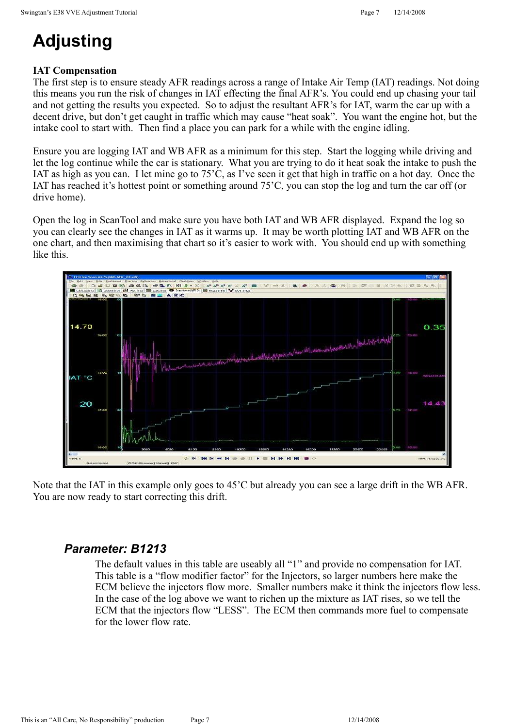# Adjusting

**IAT Compensation**
The first step is to ensure steady AFR readings across a range of Intake Air Temp (IAT) readings. Not doing this means you run the risk of changes in IAT effecting the final AFR's. You could end up chasing your tail and not getting the results you expected. So to adjust the resultant AFR's for IAT, warm the car up with a decent drive, but don't get caught in traffic which may cause "heat soak". You want the engine hot, but the intake cool to start with. Then find a place you can park for a while with the engine idling.

Ensure you are logging IAT and WB AFR as a minimum for this step. Start the logging while driving and let the log continue while the car is stationary. What you are trying to do it heat soak the intake to push the IAT as high as you can. I let mine go to 75'C, as I've seen it get that high in traffic on a hot day. Once the IAT has reached it's hottest point or something around 75'C, you can stop the log and turn the car off (or drive home).

Open the log in ScanTool and make sure you have both IAT and WB AFR displayed. Expand the log so you can clearly see the changes in IAT as it warms up. It may be worth plotting IAT and WB AFR on the one chart, and then maximising that chart so it's easier to work with. You should end up with something like this.

Note that the IAT in this example only goes to 45'C but already you can see a large drift in the WB AFR. You are now ready to start correcting this drift.

### *Parameter: B1213*

The default values in this table are useably all "1" and provide no compensation for IAT. This table is a "flow modifier factor" for the Injectors, so larger numbers here make the ECM believe the injectors flow more. Smaller numbers make it think the injectors flow less. In the case of the log above we want to richen up the mixture as IAT rises, so we tell the ECM that the injectors flow "LESS". The ECM then commands more fuel to compensate for the lower flow rate.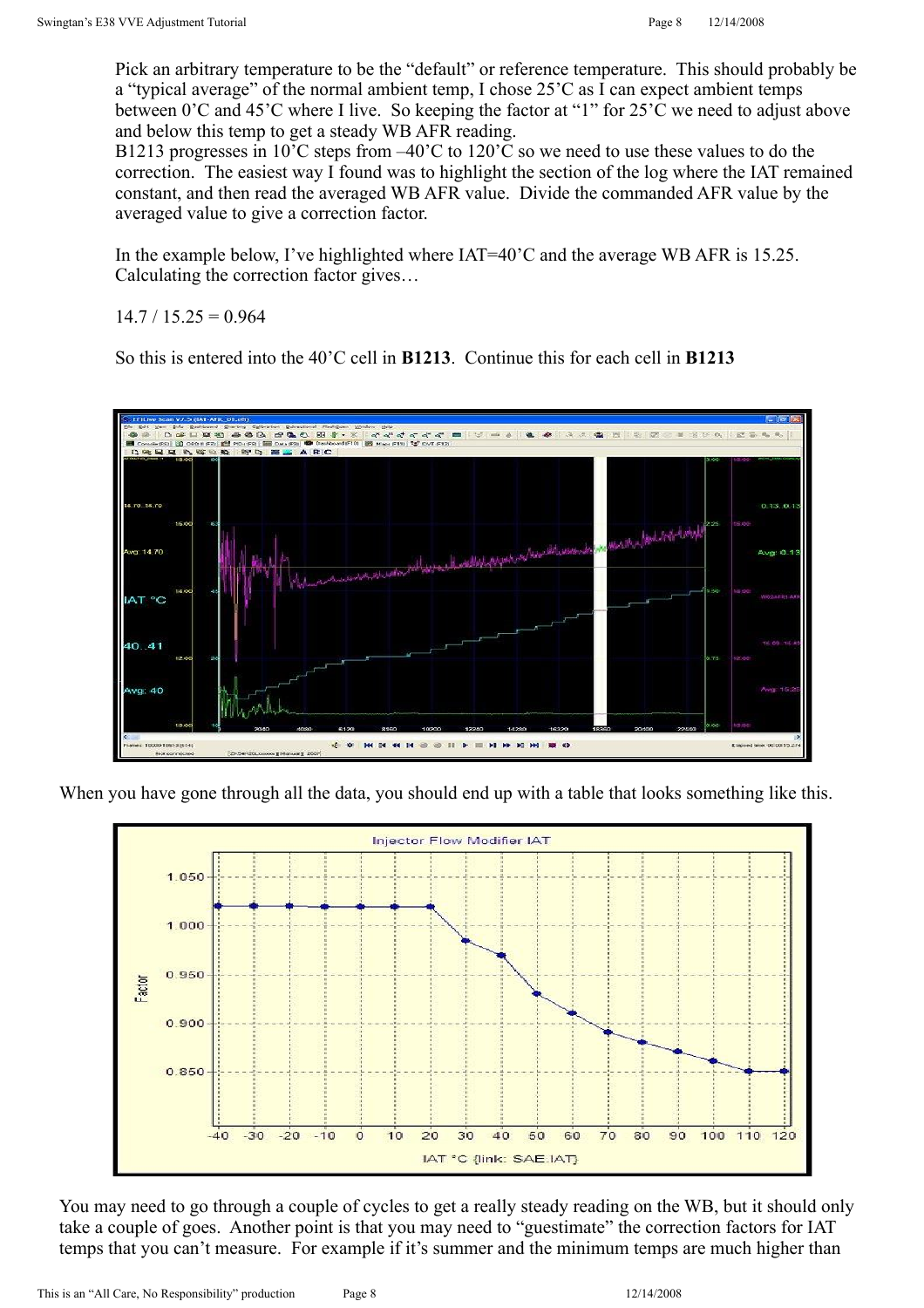Pick an arbitrary temperature to be the "default" or reference temperature. This should probably be a "typical average" of the normal ambient temp, I chose 25'C as I can expect ambient temps between 0'C and 45'C where I live. So keeping the factor at "1" for 25'C we need to adjust above and below this temp to get a steady WB AFR reading.
B1213 progresses in 10'C steps from –40'C to 120'C so we need to use these values to do the correction. The easiest way I found was to highlight the section of the log where the IAT remained constant, and then read the averaged WB AFR value. Divide the commanded AFR value by the averaged value to give a correction factor.

In the example below, I've highlighted where IAT=40'C and the average WB AFR is 15.25. Calculating the correction factor gives…

14.7 / 15.25 = 0.964

So this is entered into the 40'C cell in **B1213**. Continue this for each cell in **B1213**

When you have gone through all the data, you should end up with a table that looks something like this.

You may need to go through a couple of cycles to get a really steady reading on the WB, but it should only take a couple of goes. Another point is that you may need to "guestimate" the correction factors for IAT temps that you can't measure. For example if it's summer and the minimum temps are much higher than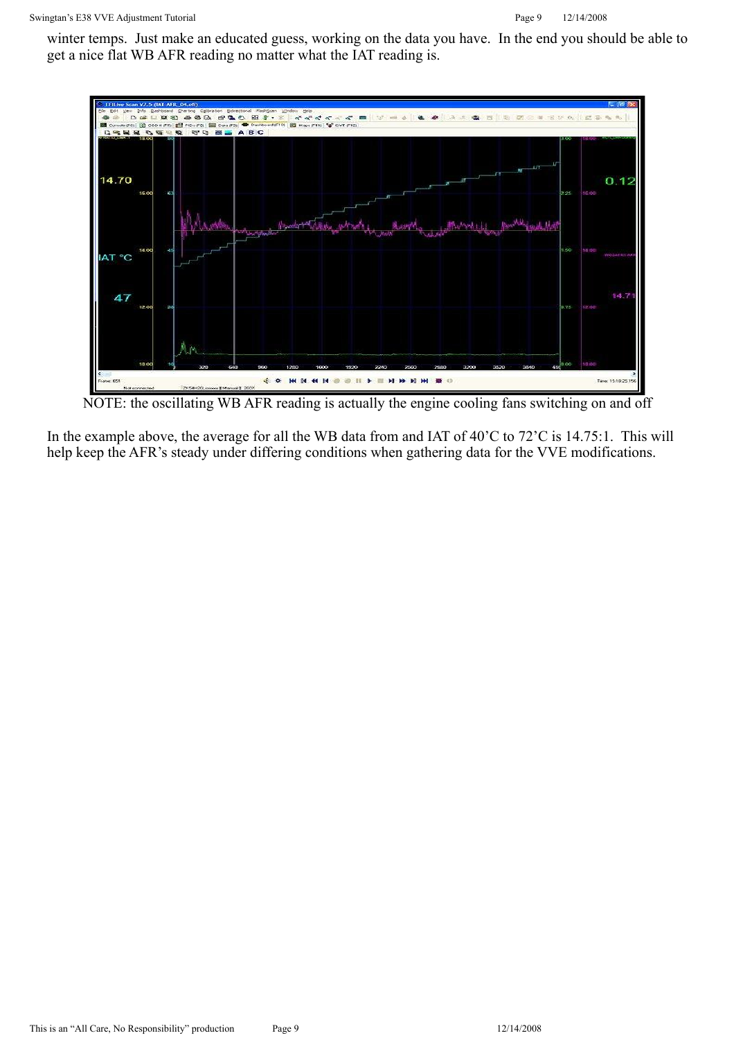winter temps. Just make an educated guess, working on the data you have. In the end you should be able to get a nice flat WB AFR reading no matter what the IAT reading is.

NOTE: the oscillating WB AFR reading is actually the engine cooling fans switching on and off

In the example above, the average for all the WB data from and IAT of 40'C to 72'C is 14.75:1. This will help keep the AFR's steady under differing conditions when gathering data for the VVE modifications.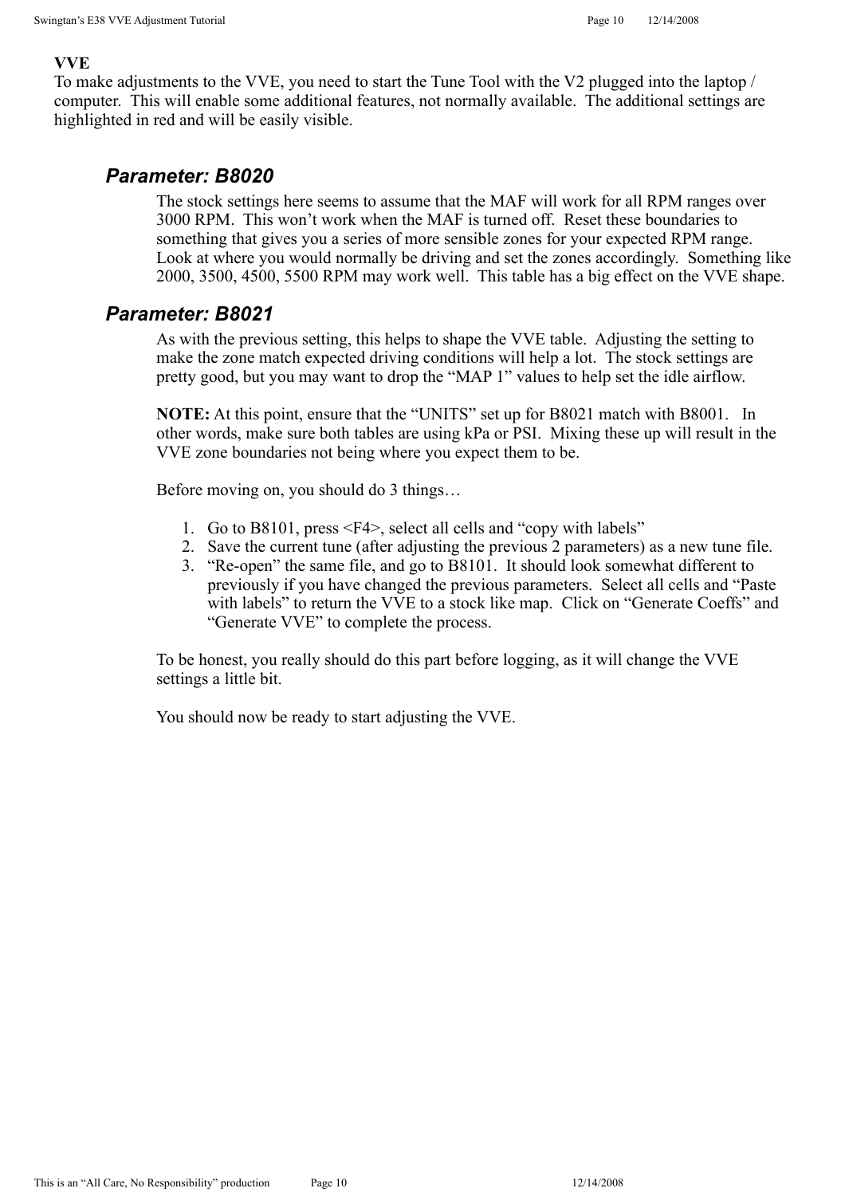**VVE**

To make adjustments to the VVE, you need to start the Tune Tool with the V2 plugged into the laptop / computer. This will enable some additional features, not normally available. The additional settings are highlighted in red and will be easily visible.

### *Parameter: B8020*

The stock settings here seems to assume that the MAF will work for all RPM ranges over 3000 RPM. This won't work when the MAF is turned off. Reset these boundaries to something that gives you a series of more sensible zones for your expected RPM range. Look at where you would normally be driving and set the zones accordingly. Something like 2000, 3500, 4500, 5500 RPM may work well. This table has a big effect on the VVE shape.

### *Parameter: B8021*

As with the previous setting, this helps to shape the VVE table. Adjusting the setting to make the zone match expected driving conditions will help a lot. The stock settings are pretty good, but you may want to drop the "MAP 1" values to help set the idle airflow.

**NOTE:** At this point, ensure that the "UNITS" set up for B8021 match with B8001. In other words, make sure both tables are using kPa or PSI. Mixing these up will result in the VVE zone boundaries not being where you expect them to be.

Before moving on, you should do 3 things…

1. Go to B8101, press <F4>, select all cells and "copy with labels"
2. Save the current tune (after adjusting the previous 2 parameters) as a new tune file.
3. "Re-open" the same file, and go to B8101. It should look somewhat different to previously if you have changed the previous parameters. Select all cells and "Paste with labels" to return the VVE to a stock like map. Click on "Generate Coeffs" and "Generate VVE" to complete the process.

To be honest, you really should do this part before logging, as it will change the VVE settings a little bit.

You should now be ready to start adjusting the VVE.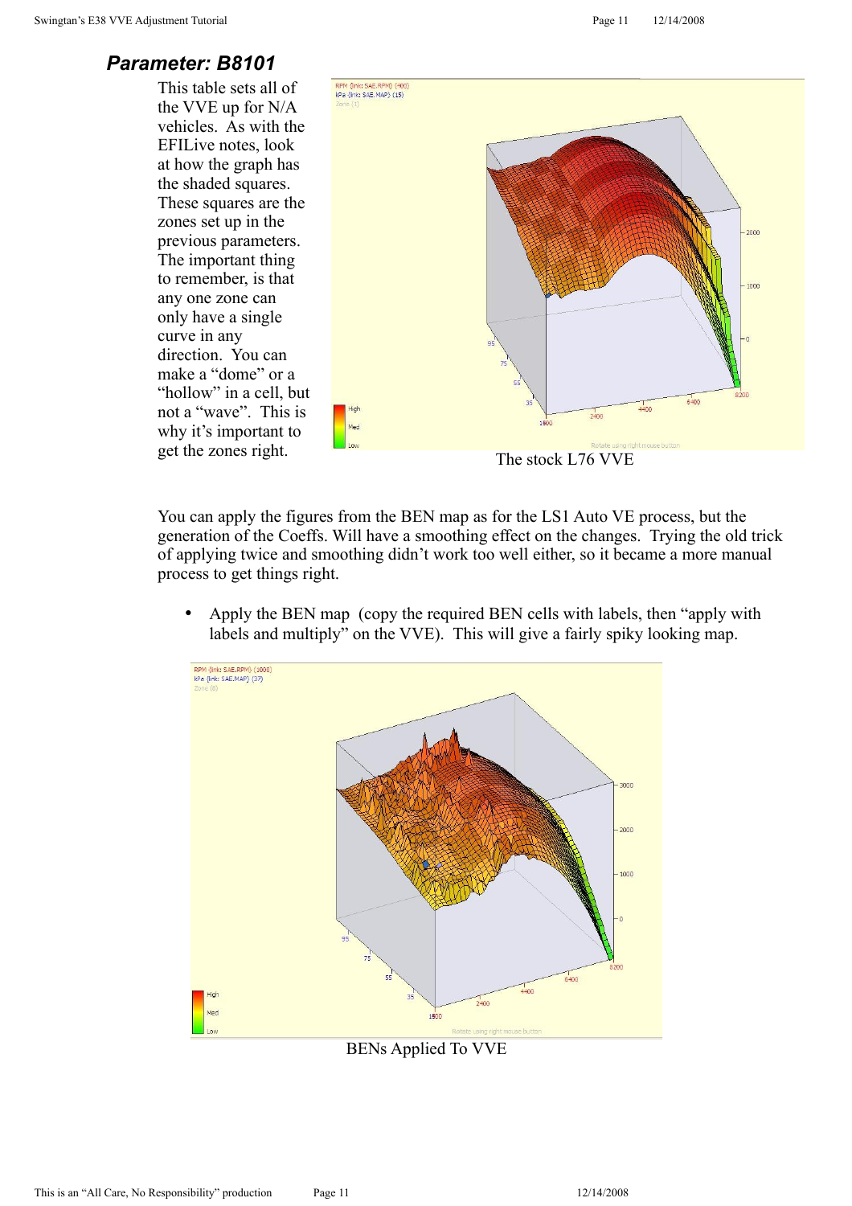## Parameter: B8101

This table sets all of the VVE up for N/A vehicles. As with the EFILive notes, look at how the graph has the shaded squares. These squares are the zones set up in the previous parameters. The important thing to remember, is that any one zone can only have a single curve in any direction. You can make a "dome" or a "hollow" in a cell, but not a "wave". This is why it's important to get the zones right.

The stock L76 VVE

You can apply the figures from the BEN map as for the LS1 Auto VE process, but the generation of the Coeffs. Will have a smoothing effect on the changes. Trying the old trick of applying twice and smoothing didn't work too well either, so it became a more manual process to get things right.

- Apply the BEN map (copy the required BEN cells with labels, then "apply with labels and multiply" on the VVE). This will give a fairly spiky looking map.

BENs Applied To VVE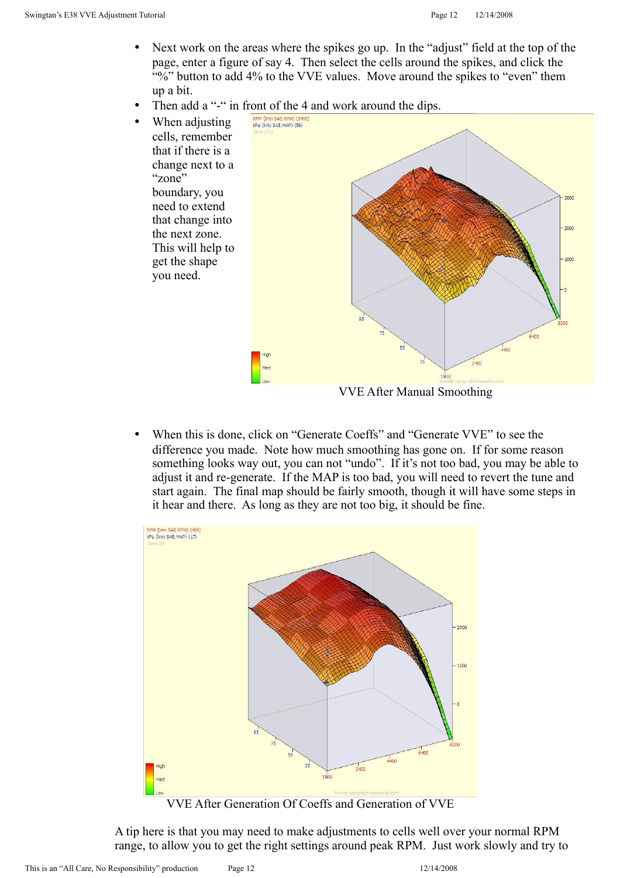- Next work on the areas where the spikes go up. In the "adjust" field at the top of the page, enter a figure of say 4. Then select the cells around the spikes, and click the "%" button to add 4% to the VVE values. Move around the spikes to "even" them up a bit.
- Then add a "-" in front of the 4 and work around the dips.
- When adjusting cells, remember that if there is a change next to a "zone" boundary, you need to extend that change into the next zone. This will help to get the shape you need.

VVE After Manual Smoothing

- When this is done, click on "Generate Coeffs" and "Generate VVE" to see the difference you made. Note how much smoothing has gone on. If for some reason something looks way out, you can not "undo". If it's not too bad, you may be able to adjust it and re-generate. If the MAP is too bad, you will need to revert the tune and start again. The final map should be fairly smooth, though it will have some steps in it hear and there. As long as they are not too big, it should be fine.

VVE After Generation Of Coeffs and Generation of VVE

A tip here is that you may need to make adjustments to cells well over your normal RPM range, to allow you to get the right settings around peak RPM. Just work slowly and try to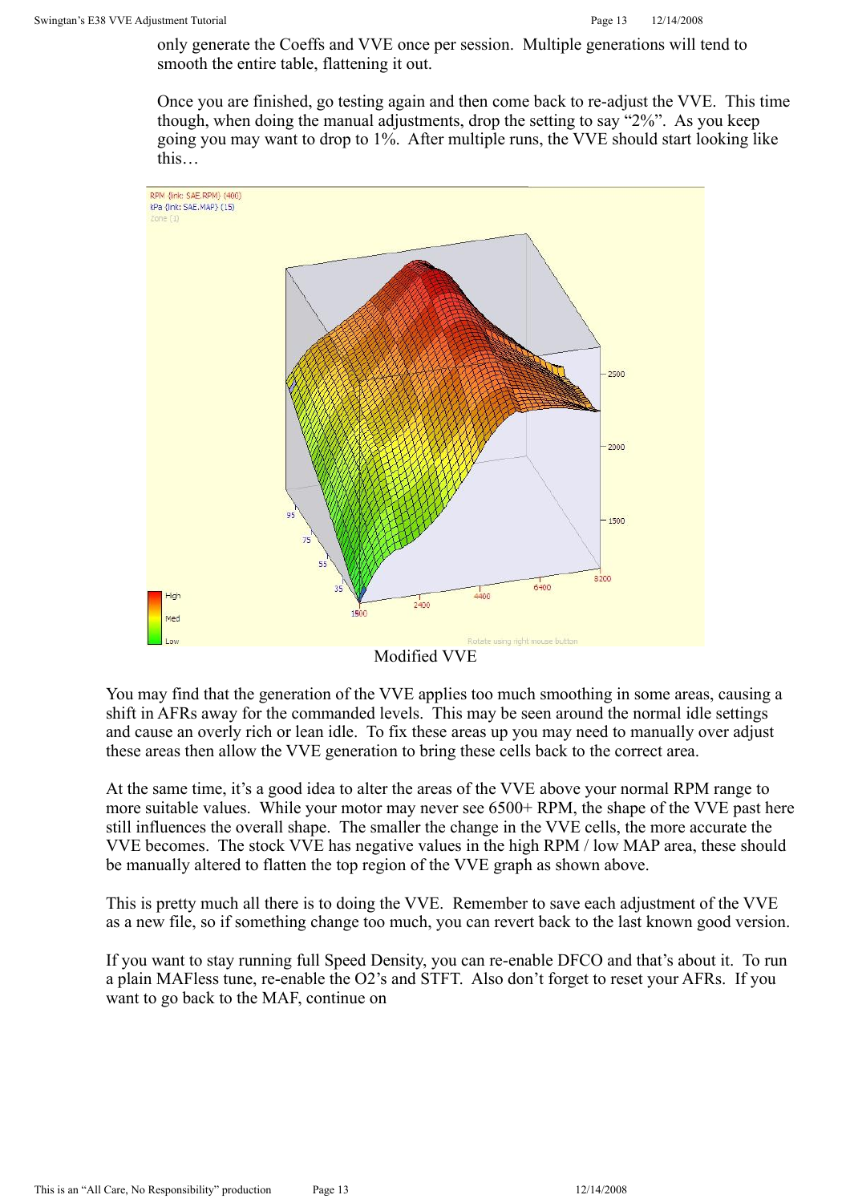only generate the Coeffs and VVE once per session. Multiple generations will tend to smooth the entire table, flattening it out.

Once you are finished, go testing again and then come back to re-adjust the VVE. This time though, when doing the manual adjustments, drop the setting to say "2%". As you keep going you may want to drop to 1%. After multiple runs, the VVE should start looking like this…

Modified VVE

You may find that the generation of the VVE applies too much smoothing in some areas, causing a shift in AFRs away for the commanded levels. This may be seen around the normal idle settings and cause an overly rich or lean idle. To fix these areas up you may need to manually over adjust these areas then allow the VVE generation to bring these cells back to the correct area.

At the same time, it's a good idea to alter the areas of the VVE above your normal RPM range to more suitable values. While your motor may never see 6500+ RPM, the shape of the VVE past here still influences the overall shape. The smaller the change in the VVE cells, the more accurate the VVE becomes. The stock VVE has negative values in the high RPM / low MAP area, these should be manually altered to flatten the top region of the VVE graph as shown above.

This is pretty much all there is to doing the VVE. Remember to save each adjustment of the VVE as a new file, so if something change too much, you can revert back to the last known good version.

If you want to stay running full Speed Density, you can re-enable DFCO and that's about it. To run a plain MAFless tune, re-enable the O2's and STFT. Also don't forget to reset your AFRs. If you want to go back to the MAF, continue on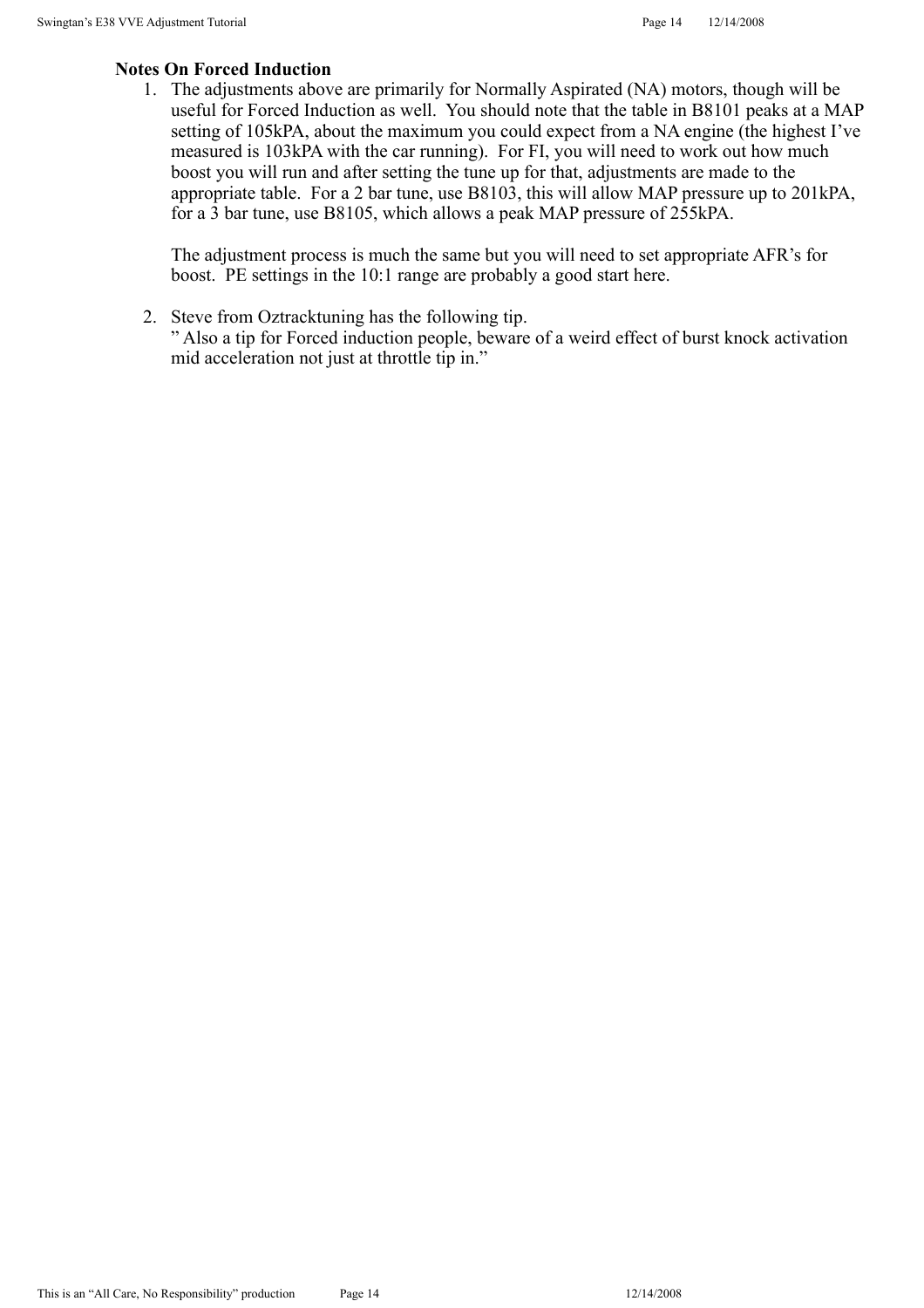**Notes On Forced Induction**

1. The adjustments above are primarily for Normally Aspirated (NA) motors, though will be useful for Forced Induction as well. You should note that the table in B8101 peaks at a MAP setting of 105kPA, about the maximum you could expect from a NA engine (the highest I've measured is 103kPA with the car running). For FI, you will need to work out how much boost you will run and after setting the tune up for that, adjustments are made to the appropriate table. For a 2 bar tune, use B8103, this will allow MAP pressure up to 201kPA, for a 3 bar tune, use B8105, which allows a peak MAP pressure of 255kPA.

   The adjustment process is much the same but you will need to set appropriate AFR's for boost. PE settings in the 10:1 range are probably a good start here.

2. Steve from Oztracktuning has the following tip.
   " Also a tip for Forced induction people, beware of a weird effect of burst knock activation mid acceleration not just at throttle tip in."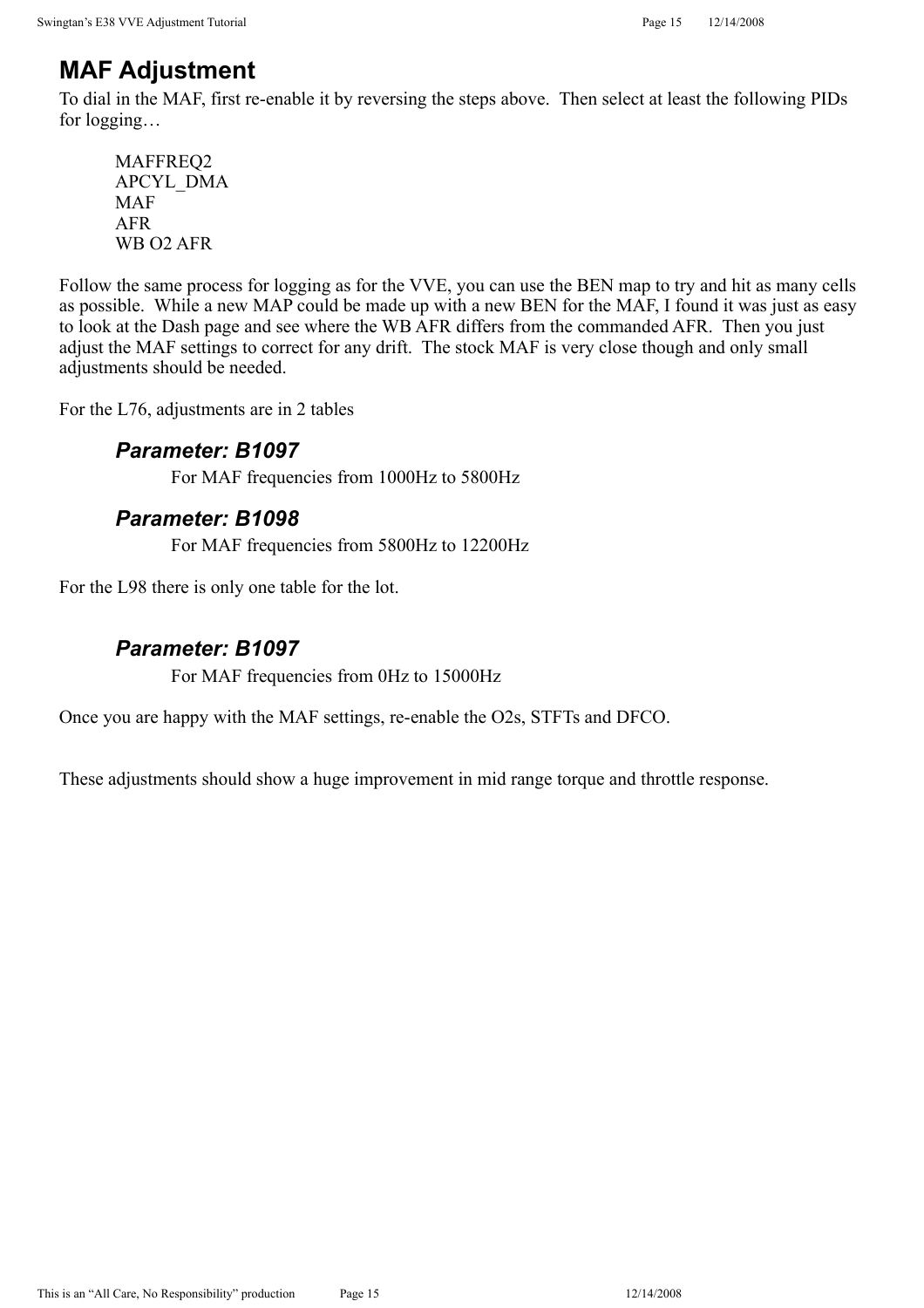## MAF Adjustment

To dial in the MAF, first re-enable it by reversing the steps above. Then select at least the following PIDs for logging…

MAFFREQ2
APCYL_DMA
MAF
AFR
WB O2 AFR

Follow the same process for logging as for the VVE, you can use the BEN map to try and hit as many cells as possible. While a new MAP could be made up with a new BEN for the MAF, I found it was just as easy to look at the Dash page and see where the WB AFR differs from the commanded AFR. Then you just adjust the MAF settings to correct for any drift. The stock MAF is very close though and only small adjustments should be needed.

For the L76, adjustments are in 2 tables

### *Parameter: B1097*

For MAF frequencies from 1000Hz to 5800Hz

### *Parameter: B1098*

For MAF frequencies from 5800Hz to 12200Hz

For the L98 there is only one table for the lot.

### *Parameter: B1097*

For MAF frequencies from 0Hz to 15000Hz

Once you are happy with the MAF settings, re-enable the O2s, STFTs and DFCO.

These adjustments should show a huge improvement in mid range torque and throttle response.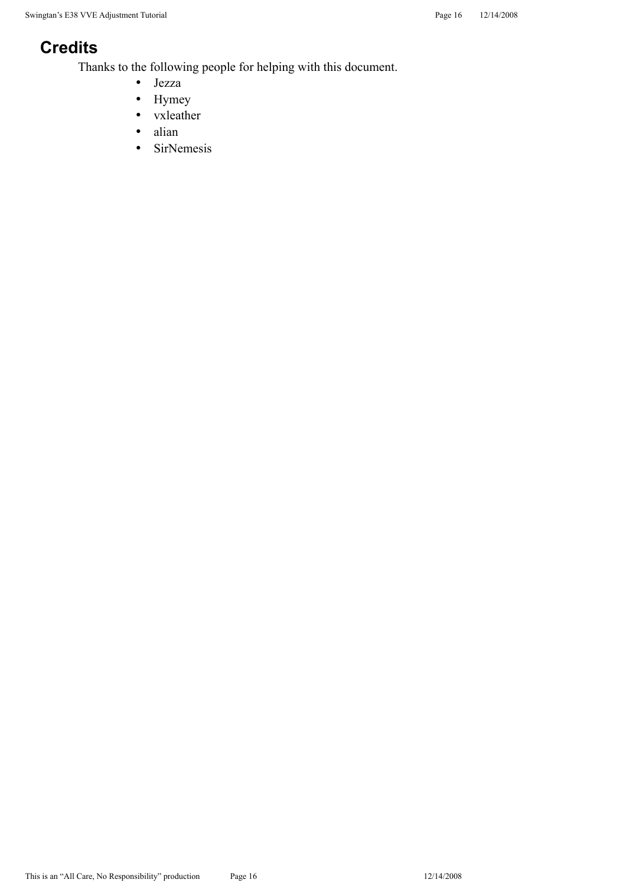# Credits

Thanks to the following people for helping with this document.

- Jezza
- Hymey
- vxleather
- alian
- SirNemesis